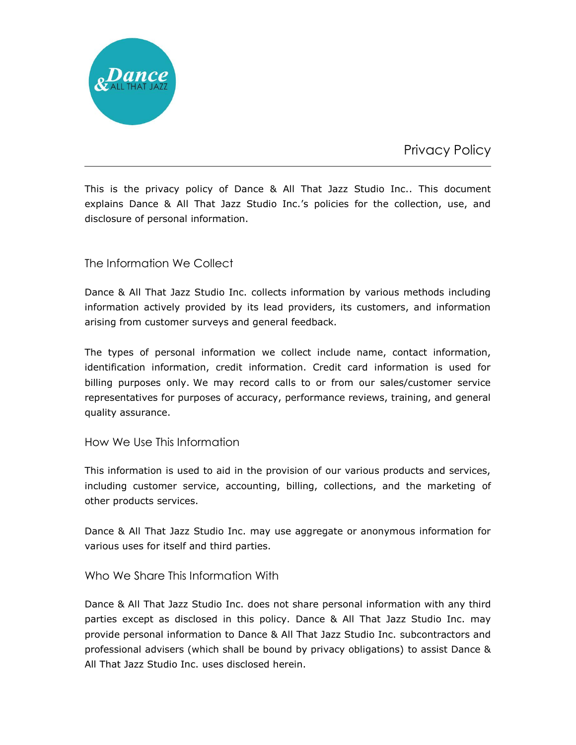# Privacy Policy

This is the privacy policy of Dance & All That Jazz Studio Inc.. This document explains Dance & All That Jazz Studio Inc.'s policies for the collection, use, and disclosure of personal information.

## The Information We Collect

Dance & All That Jazz Studio Inc. collects information by various methods including information actively provided by its lead providers, its customers, and information arising from customer surveys and general feedback.

The types of personal information we collect include name, contact information, identification information, credit information. Credit card information is used for billing purposes only. We may record calls to or from our sales/customer service representatives for purposes of accuracy, performance reviews, training, and general quality assurance.

## How We Use This Information

This information is used to aid in the provision of our various products and services, including customer service, accounting, billing, collections, and the marketing of other products services.

Dance & All That Jazz Studio Inc. may use aggregate or anonymous information for various uses for itself and third parties.

## Who We Share This Information With

Dance & All That Jazz Studio Inc. does not share personal information with any third parties except as disclosed in this policy. Dance & All That Jazz Studio Inc. may provide personal information to Dance & All That Jazz Studio Inc. subcontractors and professional advisers (which shall be bound by privacy obligations) to assist Dance & All That Jazz Studio Inc. uses disclosed herein.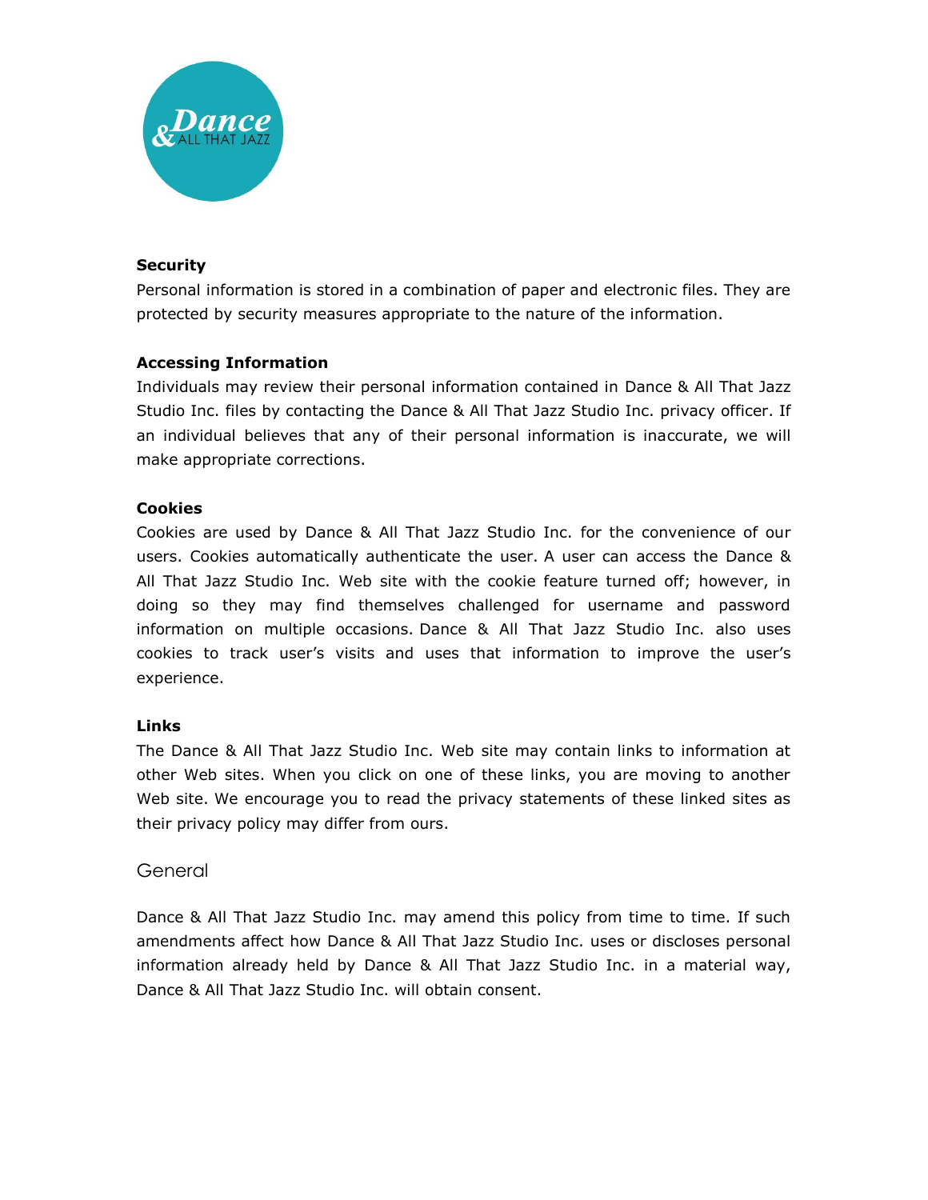**Security**

Personal information is stored in a combination of paper and electronic files. They are protected by security measures appropriate to the nature of the information.

**Accessing Information**

Individuals may review their personal information contained in Dance & All That Jazz Studio Inc. files by contacting the Dance & All That Jazz Studio Inc. privacy officer. If an individual believes that any of their personal information is inaccurate, we will make appropriate corrections.

**Cookies**

Cookies are used by Dance & All That Jazz Studio Inc. for the convenience of our users. Cookies automatically authenticate the user. A user can access the Dance & All That Jazz Studio Inc. Web site with the cookie feature turned off; however, in doing so they may find themselves challenged for username and password information on multiple occasions. Dance & All That Jazz Studio Inc. also uses cookies to track user's visits and uses that information to improve the user's experience.

**Links**

The Dance & All That Jazz Studio Inc. Web site may contain links to information at other Web sites. When you click on one of these links, you are moving to another Web site. We encourage you to read the privacy statements of these linked sites as their privacy policy may differ from ours.

## General

Dance & All That Jazz Studio Inc. may amend this policy from time to time. If such amendments affect how Dance & All That Jazz Studio Inc. uses or discloses personal information already held by Dance & All That Jazz Studio Inc. in a material way, Dance & All That Jazz Studio Inc. will obtain consent.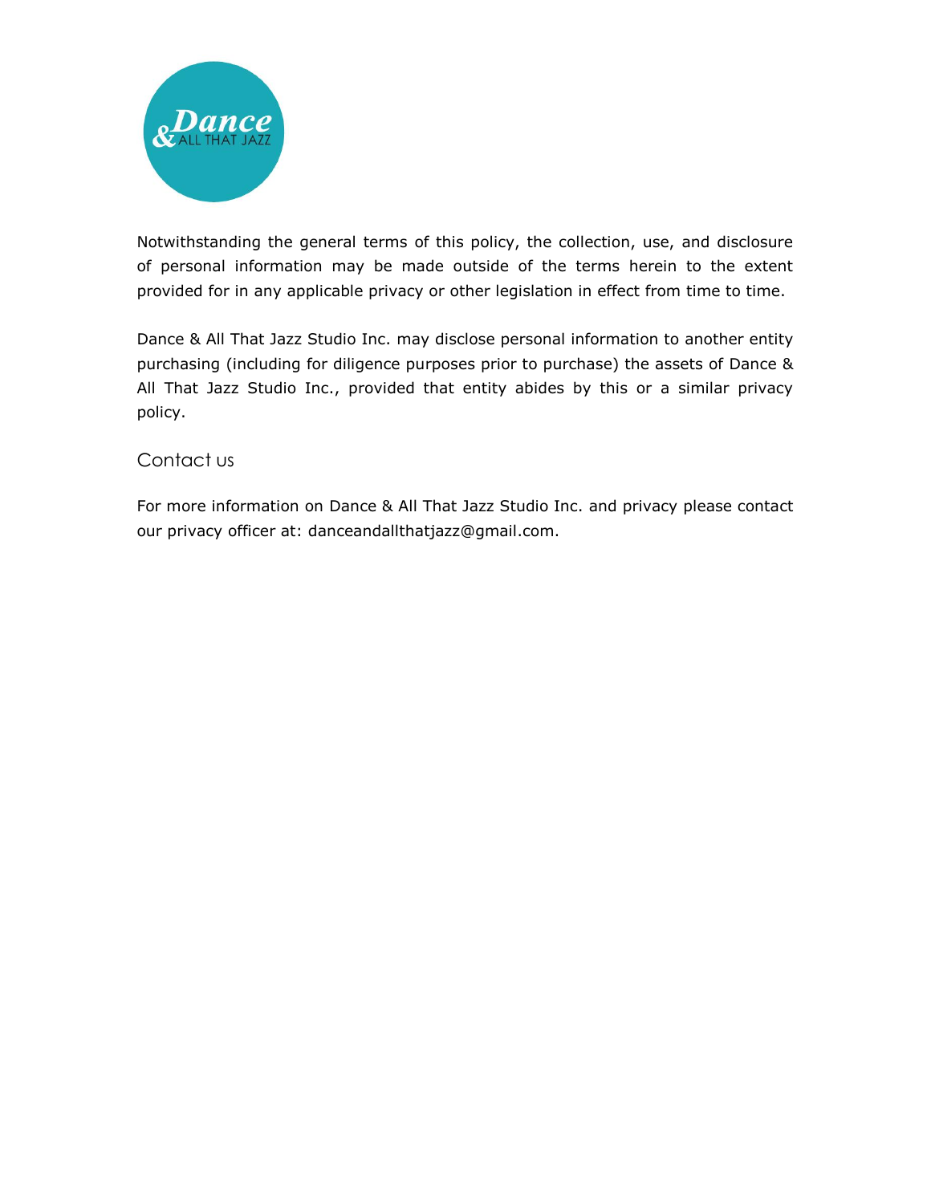Notwithstanding the general terms of this policy, the collection, use, and disclosure of personal information may be made outside of the terms herein to the extent provided for in any applicable privacy or other legislation in effect from time to time.

Dance & All That Jazz Studio Inc. may disclose personal information to another entity purchasing (including for diligence purposes prior to purchase) the assets of Dance & All That Jazz Studio Inc., provided that entity abides by this or a similar privacy policy.

## Contact us

For more information on Dance & All That Jazz Studio Inc. and privacy please contact our privacy officer at: danceandallthatjazz@gmail.com.